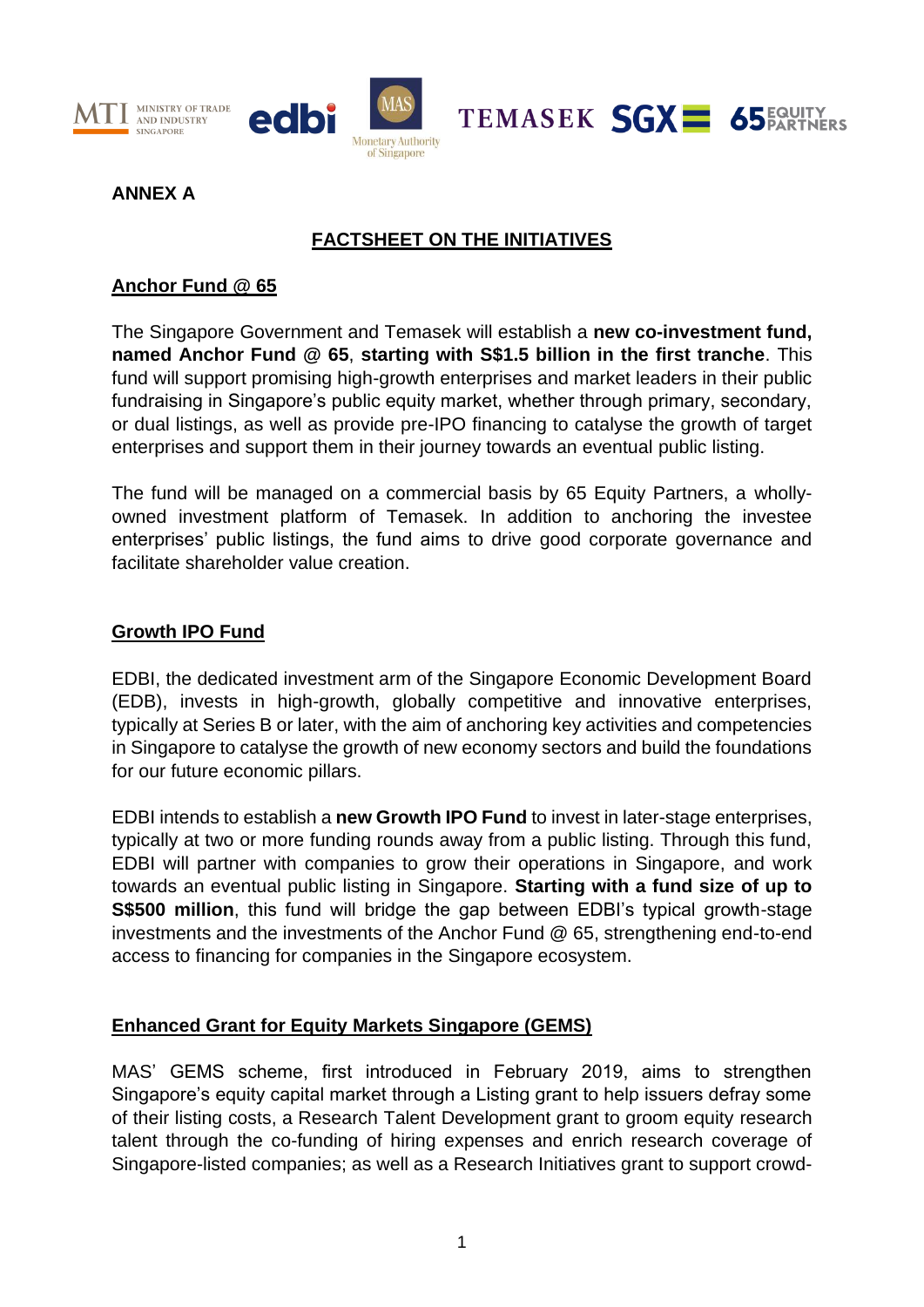**ANNEX A**

## FACTSHEET ON THE INITIATIVES

### Anchor Fund @ 65

The Singapore Government and Temasek will establish a **new co-investment fund, named Anchor Fund @ 65**, **starting with S$1.5 billion in the first tranche**. This fund will support promising high-growth enterprises and market leaders in their public fundraising in Singapore's public equity market, whether through primary, secondary, or dual listings, as well as provide pre-IPO financing to catalyse the growth of target enterprises and support them in their journey towards an eventual public listing.

The fund will be managed on a commercial basis by 65 Equity Partners, a wholly-owned investment platform of Temasek. In addition to anchoring the investee enterprises' public listings, the fund aims to drive good corporate governance and facilitate shareholder value creation.

### Growth IPO Fund

EDBI, the dedicated investment arm of the Singapore Economic Development Board (EDB), invests in high-growth, globally competitive and innovative enterprises, typically at Series B or later, with the aim of anchoring key activities and competencies in Singapore to catalyse the growth of new economy sectors and build the foundations for our future economic pillars.

EDBI intends to establish a **new Growth IPO Fund** to invest in later-stage enterprises, typically at two or more funding rounds away from a public listing. Through this fund, EDBI will partner with companies to grow their operations in Singapore, and work towards an eventual public listing in Singapore. **Starting with a fund size of up to S$500 million**, this fund will bridge the gap between EDBI's typical growth-stage investments and the investments of the Anchor Fund @ 65, strengthening end-to-end access to financing for companies in the Singapore ecosystem.

### Enhanced Grant for Equity Markets Singapore (GEMS)

MAS' GEMS scheme, first introduced in February 2019, aims to strengthen Singapore's equity capital market through a Listing grant to help issuers defray some of their listing costs, a Research Talent Development grant to groom equity research talent through the co-funding of hiring expenses and enrich research coverage of Singapore-listed companies; as well as a Research Initiatives grant to support crowd-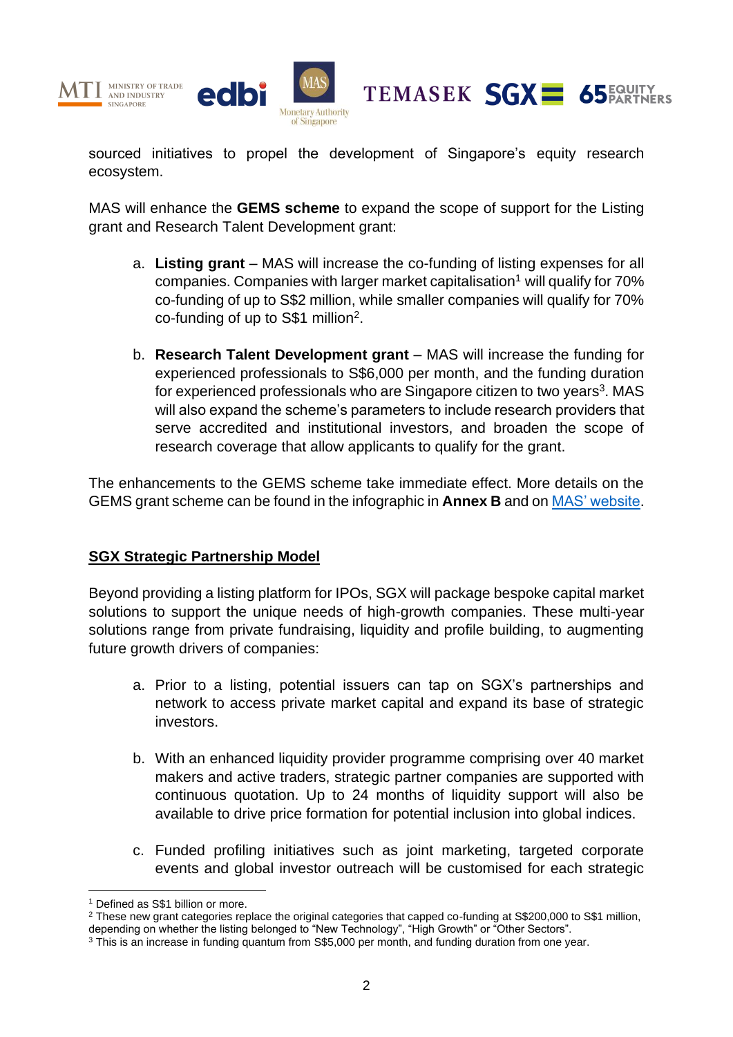sourced initiatives to propel the development of Singapore's equity research ecosystem.

MAS will enhance the **GEMS scheme** to expand the scope of support for the Listing grant and Research Talent Development grant:

a. **Listing grant** – MAS will increase the co-funding of listing expenses for all companies. Companies with larger market capitalisation[1] will qualify for 70% co-funding of up to S$2 million, while smaller companies will qualify for 70% co-funding of up to S$1 million[2].

b. **Research Talent Development grant** – MAS will increase the funding for experienced professionals to S$6,000 per month, and the funding duration for experienced professionals who are Singapore citizen to two years[3]. MAS will also expand the scheme's parameters to include research providers that serve accredited and institutional investors, and broaden the scope of research coverage that allow applicants to qualify for the grant.

The enhancements to the GEMS scheme take immediate effect. More details on the GEMS grant scheme can be found in the infographic in **Annex B** and on MAS' website.

## SGX Strategic Partnership Model

Beyond providing a listing platform for IPOs, SGX will package bespoke capital market solutions to support the unique needs of high-growth companies. These multi-year solutions range from private fundraising, liquidity and profile building, to augmenting future growth drivers of companies:

a. Prior to a listing, potential issuers can tap on SGX's partnerships and network to access private market capital and expand its base of strategic investors.

b. With an enhanced liquidity provider programme comprising over 40 market makers and active traders, strategic partner companies are supported with continuous quotation. Up to 24 months of liquidity support will also be available to drive price formation for potential inclusion into global indices.

c. Funded profiling initiatives such as joint marketing, targeted corporate events and global investor outreach will be customised for each strategic

---

[1] Defined as S$1 billion or more.

[2] These new grant categories replace the original categories that capped co-funding at S$200,000 to S$1 million, depending on whether the listing belonged to "New Technology", "High Growth" or "Other Sectors".

[3] This is an increase in funding quantum from S$5,000 per month, and funding duration from one year.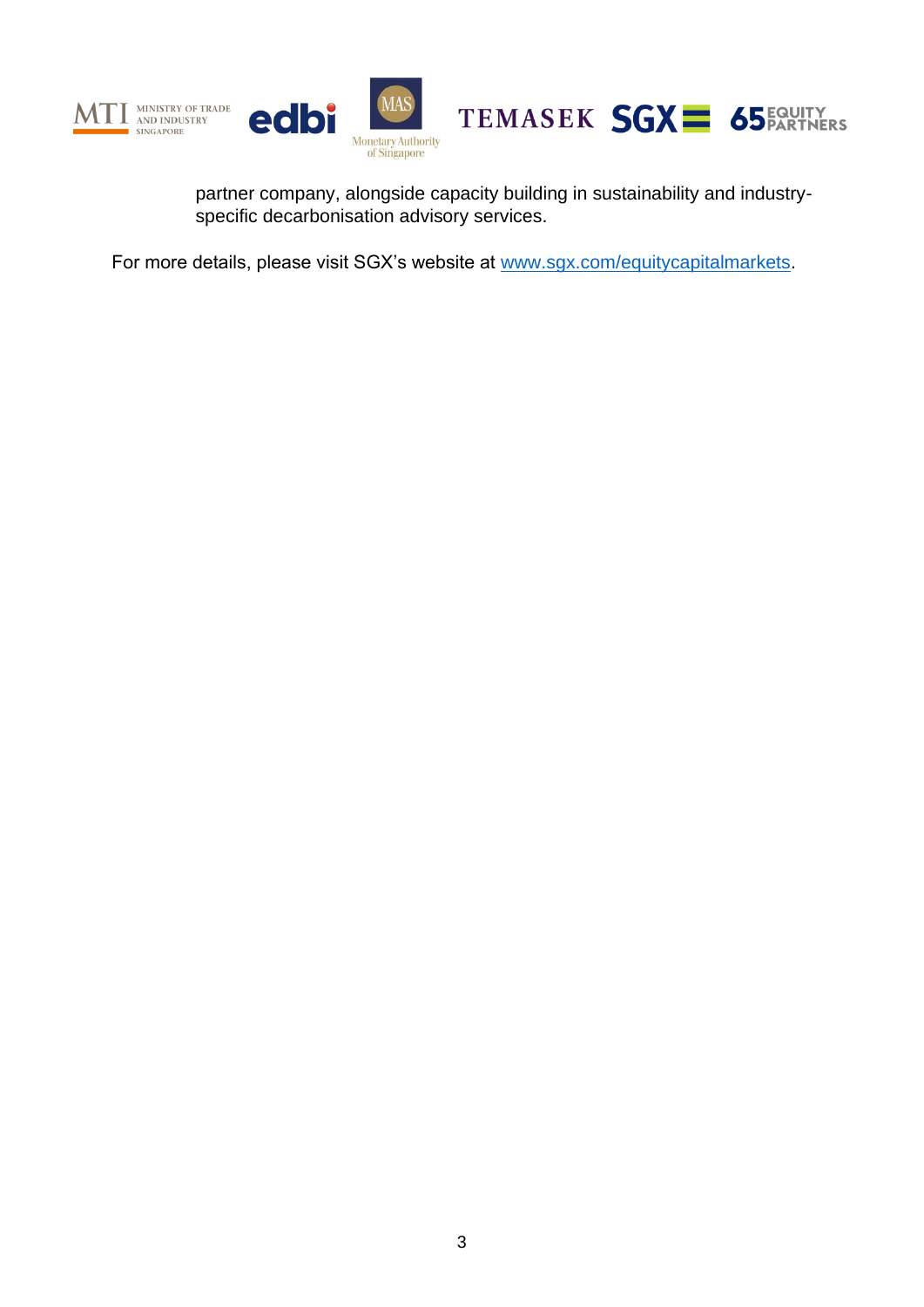partner company, alongside capacity building in sustainability and industry-specific decarbonisation advisory services.

For more details, please visit SGX's website at [www.sgx.com/equitycapitalmarkets](http://www.sgx.com/equitycapitalmarkets).